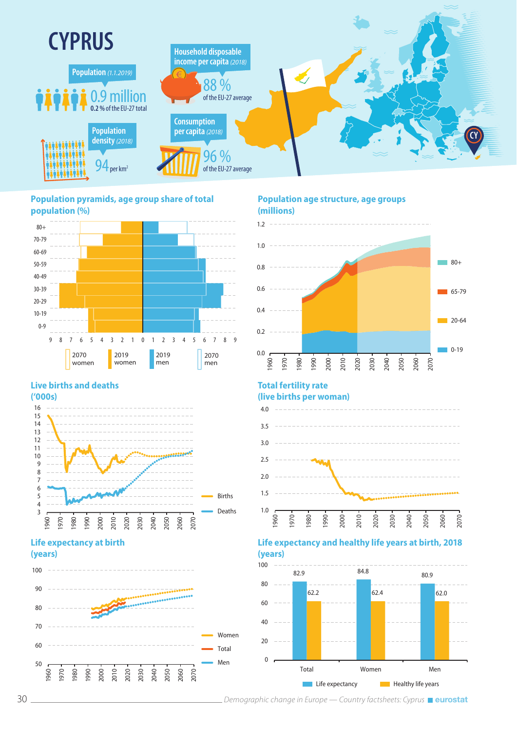# CYPRUS

**Population** *(1.1.2019)*

0.9 million

0.2 % of the EU-27 total

**Population density** *(2018)*

94 per km²

**Household disposable income per capita** *(2018)*

88 % of the EU-27 average

**Consumption per capita** *(2018)*

96 % of the EU-27 average

## Population pyramids, age group share of total population (%)

2070 women | 2019 women | 2019 men | 2070 men

## Population age structure, age groups (millions)

80+ | 65-79 | 20-64 | 0-19

## Live births and deaths ('000s)

Births | Deaths

## Total fertility rate (live births per woman)

## Life expectancy at birth (years)

Women | Total | Men

## Life expectancy and healthy life years at birth, 2018 (years)

| | Life expectancy | Healthy life years |
|---|---|---|
| Total | 82.9 | 62.2 |
| Women | 84.8 | 62.4 |
| Men | 80.9 | 62.0 |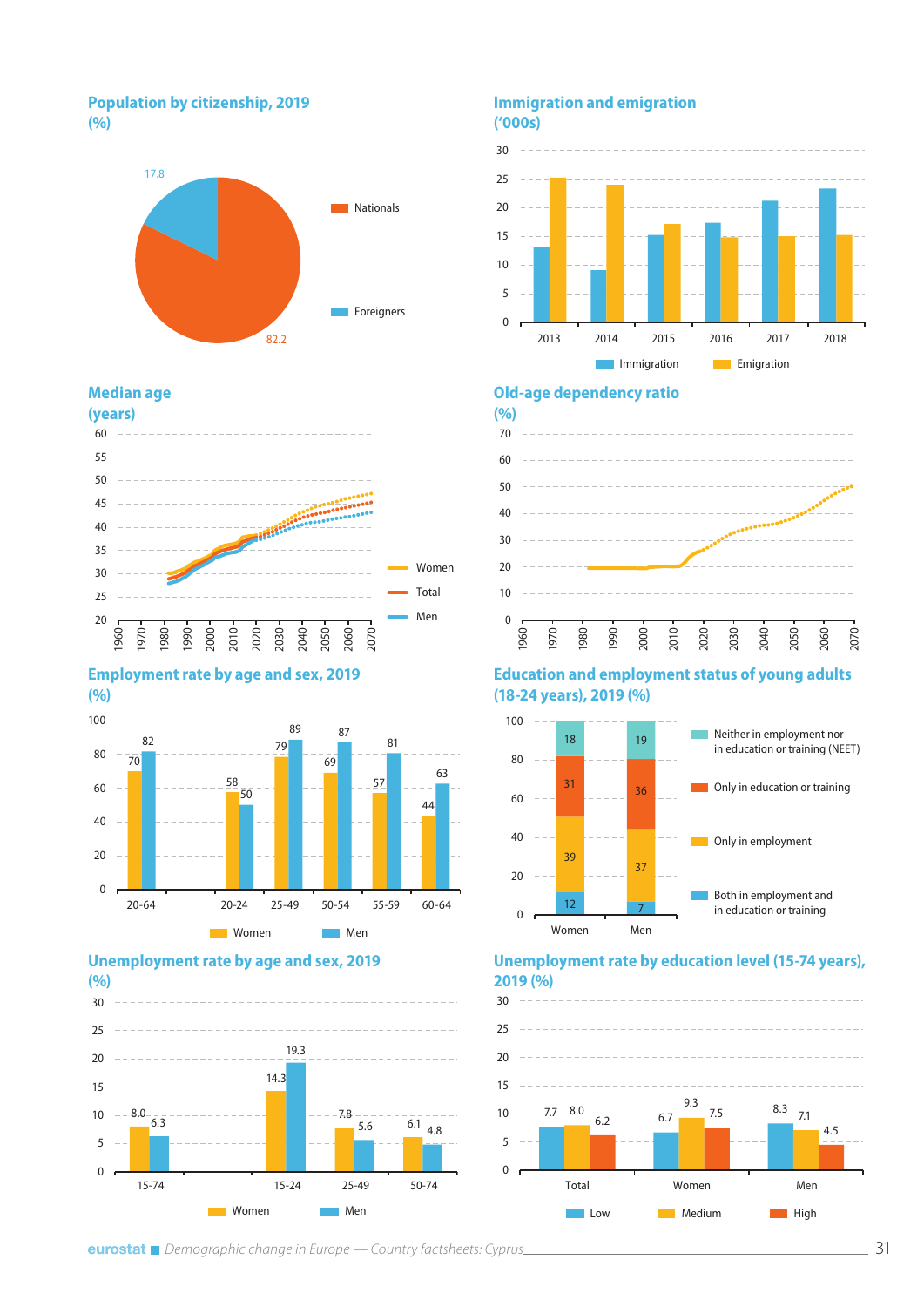## Population by citizenship, 2019 (%)

17.8

82.2

Nationals

Foreigners

## Immigration and emigration ('000s)

30
25
20
15
10
5
0

2013 2014 2015 2016 2017 2018

Immigration Emigration

## Median age (years)

60
55
50
45
40
35
30
25
20

1960 1970 1980 1990 2000 2010 2020 2030 2040 2050 2060 2070

Women
Total
Men

## Old-age dependency ratio (%)

70
60
50
40
30
20
10
0

1960 1970 1980 1990 2000 2010 2020 2030 2040 2050 2060 2070

## Employment rate by age and sex, 2019 (%)

100
80
60
40
20
0

70 82
58 50
79 89
69 87
57 81
44 63

20-64 20-24 25-49 50-54 55-59 60-64

Women Men

## Education and employment status of young adults (18-24 years), 2019 (%)

100
80
60
40
20
0

Women: 18, 31, 39, 12
Men: 19, 36, 37, 7

Neither in employment nor in education or training (NEET)

Only in education or training

Only in employment

Both in employment and in education or training

## Unemployment rate by age and sex, 2019 (%)

30
25
20
15
10
5
0

8.0 6.3
14.3 19.3
7.8 5.6
6.1 4.8

15-74 15-24 25-49 50-74

Women Men

## Unemployment rate by education level (15-74 years), 2019 (%)

30
25
20
15
10
5
0

7.7 8.0 6.2
6.7 9.3 7.5
8.3 7.1 4.5

Total Women Men

Low Medium High